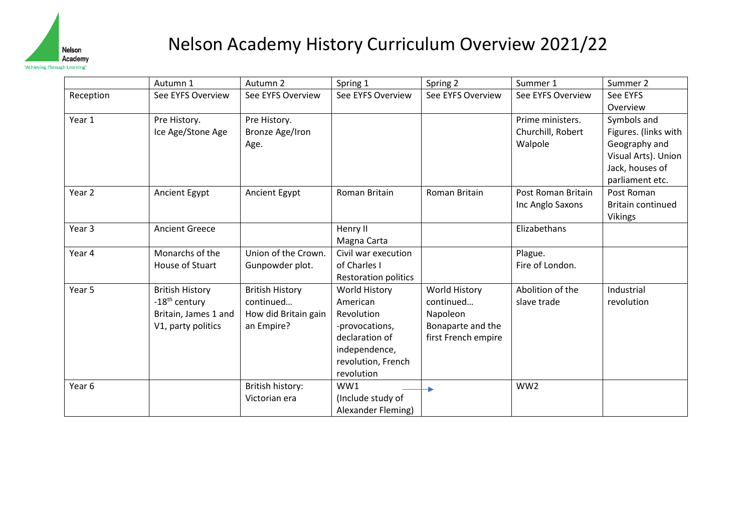# Nelson Academy History Curriculum Overview 2021/22

| | Autumn 1 | Autumn 2 | Spring 1 | Spring 2 | Summer 1 | Summer 2 |
|---|---|---|---|---|---|---|
| Reception | See EYFS Overview | See EYFS Overview | See EYFS Overview | See EYFS Overview | See EYFS Overview | See EYFS Overview |
| Year 1 | Pre History. Ice Age/Stone Age | Pre History. Bronze Age/Iron Age. | | | Prime ministers. Churchill, Robert Walpole | Symbols and Figures. (links with Geography and Visual Arts). Union Jack, houses of parliament etc. |
| Year 2 | Ancient Egypt | Ancient Egypt | Roman Britain | Roman Britain | Post Roman Britain Inc Anglo Saxons | Post Roman Britain continued Vikings |
| Year 3 | Ancient Greece | | Henry II Magna Carta | | Elizabethans | |
| Year 4 | Monarchs of the House of Stuart | Union of the Crown. Gunpowder plot. | Civil war execution of Charles I Restoration politics | | Plague. Fire of London. | |
| Year 5 | British History -18th century Britain, James 1 and V1, party politics | British History continued… How did Britain gain an Empire? | World History American Revolution -provocations, declaration of independence, revolution, French revolution | World History continued… Napoleon Bonaparte and the first French empire | Abolition of the slave trade | Industrial revolution |
| Year 6 | | British history: Victorian era | WW1 (Include study of Alexander Fleming) → | → | WW2 | |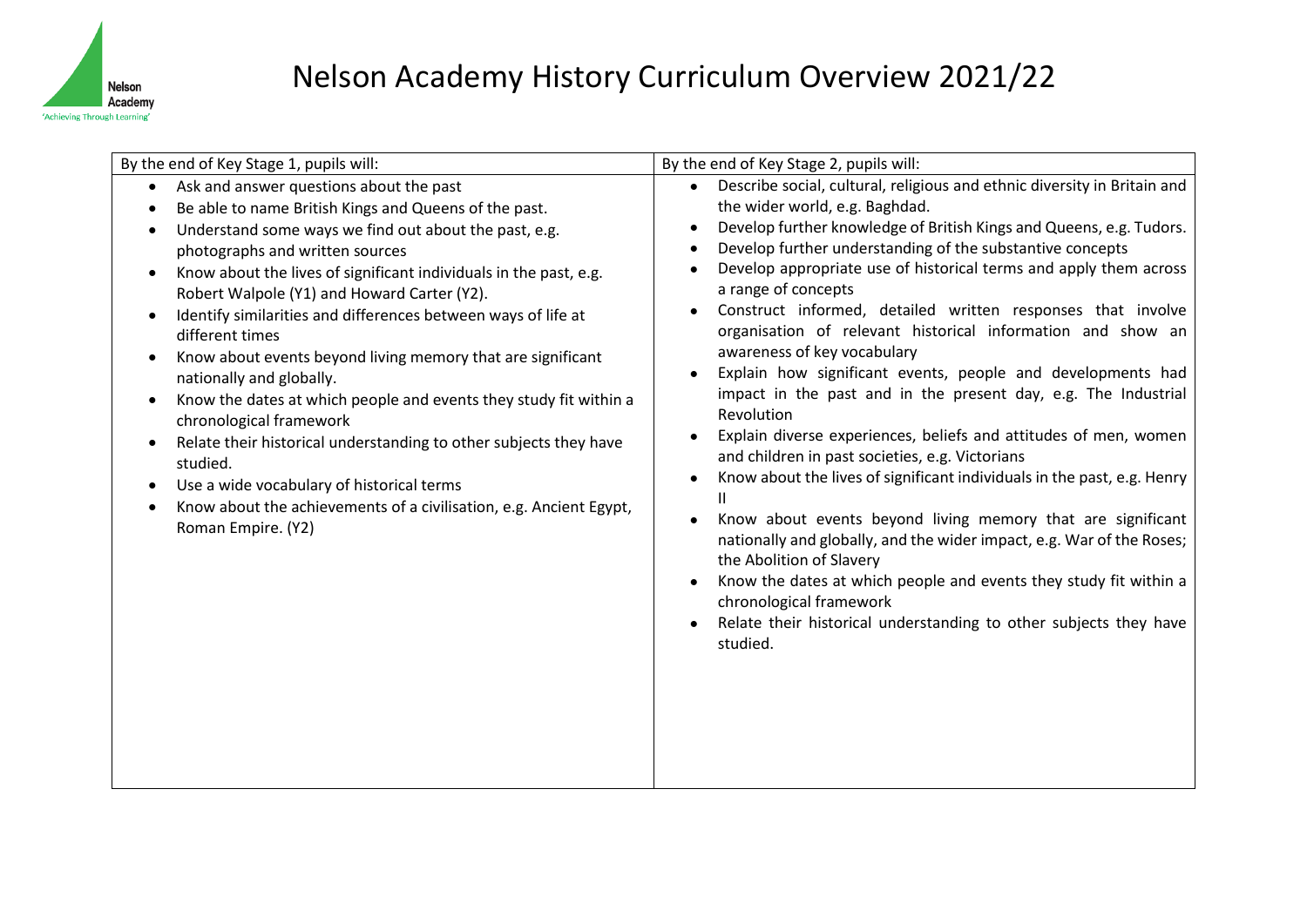# Nelson Academy History Curriculum Overview 2021/22

| By the end of Key Stage 1, pupils will: | By the end of Key Stage 2, pupils will: |
| --- | --- |
| • Ask and answer questions about the past<br>• Be able to name British Kings and Queens of the past.<br>• Understand some ways we find out about the past, e.g. photographs and written sources<br>• Know about the lives of significant individuals in the past, e.g. Robert Walpole (Y1) and Howard Carter (Y2).<br>• Identify similarities and differences between ways of life at different times<br>• Know about events beyond living memory that are significant nationally and globally.<br>• Know the dates at which people and events they study fit within a chronological framework<br>• Relate their historical understanding to other subjects they have studied.<br>• Use a wide vocabulary of historical terms<br>• Know about the achievements of a civilisation, e.g. Ancient Egypt, Roman Empire. (Y2) | • Describe social, cultural, religious and ethnic diversity in Britain and the wider world, e.g. Baghdad.<br>• Develop further knowledge of British Kings and Queens, e.g. Tudors.<br>• Develop further understanding of the substantive concepts<br>• Develop appropriate use of historical terms and apply them across a range of concepts<br>• Construct informed, detailed written responses that involve organisation of relevant historical information and show an awareness of key vocabulary<br>• Explain how significant events, people and developments had impact in the past and in the present day, e.g. The Industrial Revolution<br>• Explain diverse experiences, beliefs and attitudes of men, women and children in past societies, e.g. Victorians<br>• Know about the lives of significant individuals in the past, e.g. Henry II<br>• Know about events beyond living memory that are significant nationally and globally, and the wider impact, e.g. War of the Roses; the Abolition of Slavery<br>• Know the dates at which people and events they study fit within a chronological framework<br>• Relate their historical understanding to other subjects they have studied. |